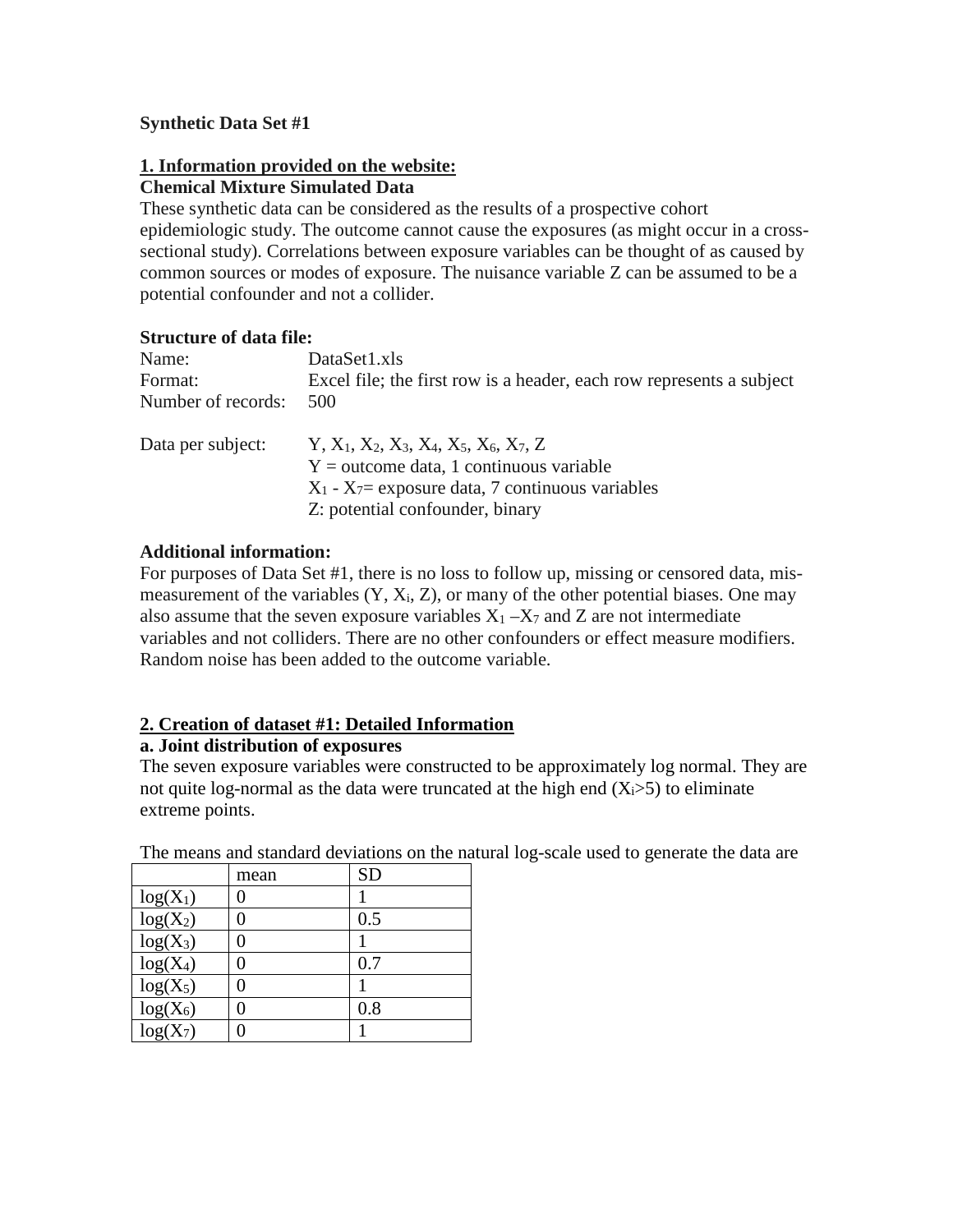**Synthetic Data Set #1**

**1. Information provided on the website:**

**Chemical Mixture Simulated Data**

These synthetic data can be considered as the results of a prospective cohort epidemiologic study. The outcome cannot cause the exposures (as might occur in a cross-sectional study). Correlations between exposure variables can be thought of as caused by common sources or modes of exposure. The nuisance variable Z can be assumed to be a potential confounder and not a collider.

**Structure of data file:**

| | |
|---|---|
| Name: | DataSet1.xls |
| Format: | Excel file; the first row is a header, each row represents a subject |
| Number of records: | 500 |

Data per subject: Y, $X_1$, $X_2$, $X_3$, $X_4$, $X_5$, $X_6$, $X_7$, Z
- Y = outcome data, 1 continuous variable
- $X_1$ - $X_7$= exposure data, 7 continuous variables
- Z: potential confounder, binary

**Additional information:**

For purposes of Data Set #1, there is no loss to follow up, missing or censored data, mis-measurement of the variables (Y, $X_i$, Z), or many of the other potential biases. One may also assume that the seven exposure variables $X_1$ –$X_7$ and Z are not intermediate variables and not colliders. There are no other confounders or effect measure modifiers. Random noise has been added to the outcome variable.

**2. Creation of dataset #1: Detailed Information**

**a. Joint distribution of exposures**

The seven exposure variables were constructed to be approximately log normal. They are not quite log-normal as the data were truncated at the high end ($X_i$>5) to eliminate extreme points.

The means and standard deviations on the natural log-scale used to generate the data are

| | mean | SD |
|---|---|---|
| $\log(X_1)$ | 0 | 1 |
| $\log(X_2)$ | 0 | 0.5 |
| $\log(X_3)$ | 0 | 1 |
| $\log(X_4)$ | 0 | 0.7 |
| $\log(X_5)$ | 0 | 1 |
| $\log(X_6)$ | 0 | 0.8 |
| $\log(X_7)$ | 0 | 1 |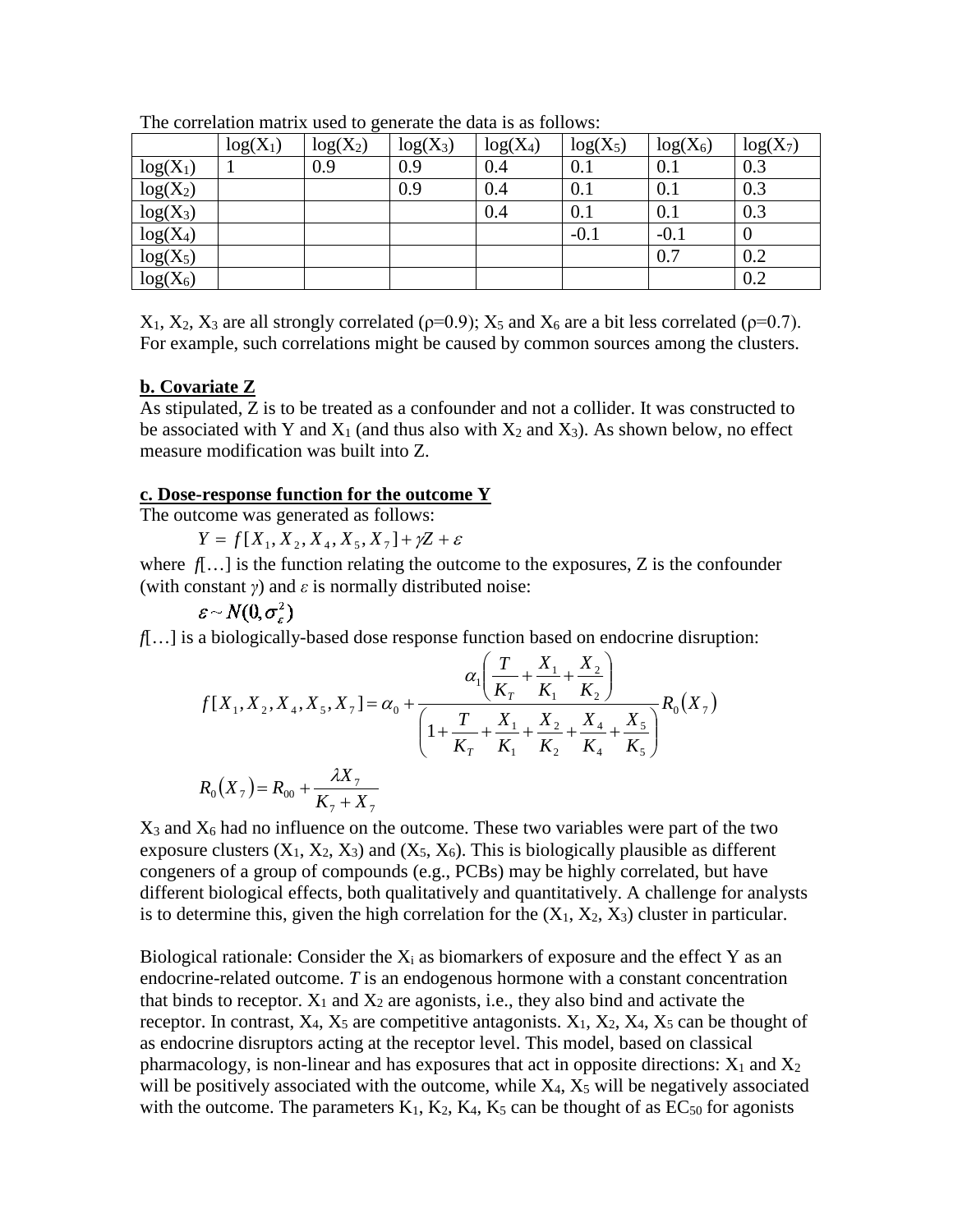The correlation matrix used to generate the data is as follows:

| | $\log(X_1)$ | $\log(X_2)$ | $\log(X_3)$ | $\log(X_4)$ | $\log(X_5)$ | $\log(X_6)$ | $\log(X_7)$ |
|---|---|---|---|---|---|---|---|
| $\log(X_1)$ | 1 | 0.9 | 0.9 | 0.4 | 0.1 | 0.1 | 0.3 |
| $\log(X_2)$ | | | 0.9 | 0.4 | 0.1 | 0.1 | 0.3 |
| $\log(X_3)$ | | | | 0.4 | 0.1 | 0.1 | 0.3 |
| $\log(X_4)$ | | | | | -0.1 | -0.1 | 0 |
| $\log(X_5)$ | | | | | | 0.7 | 0.2 |
| $\log(X_6)$ | | | | | | | 0.2 |

$X_1$, $X_2$, $X_3$ are all strongly correlated ($\rho$=0.9); $X_5$ and $X_6$ are a bit less correlated ($\rho$=0.7). For example, such correlations might be caused by common sources among the clusters.

**b. Covariate Z**

As stipulated, Z is to be treated as a confounder and not a collider. It was constructed to be associated with Y and $X_1$ (and thus also with $X_2$ and $X_3$). As shown below, no effect measure modification was built into Z.

**c. Dose-response function for the outcome Y**

The outcome was generated as follows:

$$Y = f[X_1, X_2, X_4, X_5, X_7] + \gamma Z + \varepsilon$$

where $f[\ldots]$ is the function relating the outcome to the exposures, Z is the confounder (with constant $\gamma$) and $\varepsilon$ is normally distributed noise:

$$\varepsilon \sim N(0, \sigma_\varepsilon^2)$$

$f[\ldots]$ is a biologically-based dose response function based on endocrine disruption:

$$f[X_1, X_2, X_4, X_5, X_7] = \alpha_0 + \frac{\alpha_1\left(\frac{T}{K_T} + \frac{X_1}{K_1} + \frac{X_2}{K_2}\right)}{\left(1 + \frac{T}{K_T} + \frac{X_1}{K_1} + \frac{X_2}{K_2} + \frac{X_4}{K_4} + \frac{X_5}{K_5}\right)} R_0(X_7)$$

$$R_0(X_7) = R_{00} + \frac{\lambda X_7}{K_7 + X_7}$$

$X_3$ and $X_6$ had no influence on the outcome. These two variables were part of the two exposure clusters ($X_1$, $X_2$, $X_3$) and ($X_5$, $X_6$). This is biologically plausible as different congeners of a group of compounds (e.g., PCBs) may be highly correlated, but have different biological effects, both qualitatively and quantitatively. A challenge for analysts is to determine this, given the high correlation for the ($X_1$, $X_2$, $X_3$) cluster in particular.

Biological rationale: Consider the $X_i$ as biomarkers of exposure and the effect Y as an endocrine-related outcome. *T* is an endogenous hormone with a constant concentration that binds to receptor. $X_1$ and $X_2$ are agonists, i.e., they also bind and activate the receptor. In contrast, $X_4$, $X_5$ are competitive antagonists. $X_1$, $X_2$, $X_4$, $X_5$ can be thought of as endocrine disruptors acting at the receptor level. This model, based on classical pharmacology, is non-linear and has exposures that act in opposite directions: $X_1$ and $X_2$ will be positively associated with the outcome, while $X_4$, $X_5$ will be negatively associated with the outcome. The parameters $K_1$, $K_2$, $K_4$, $K_5$ can be thought of as $EC_{50}$ for agonists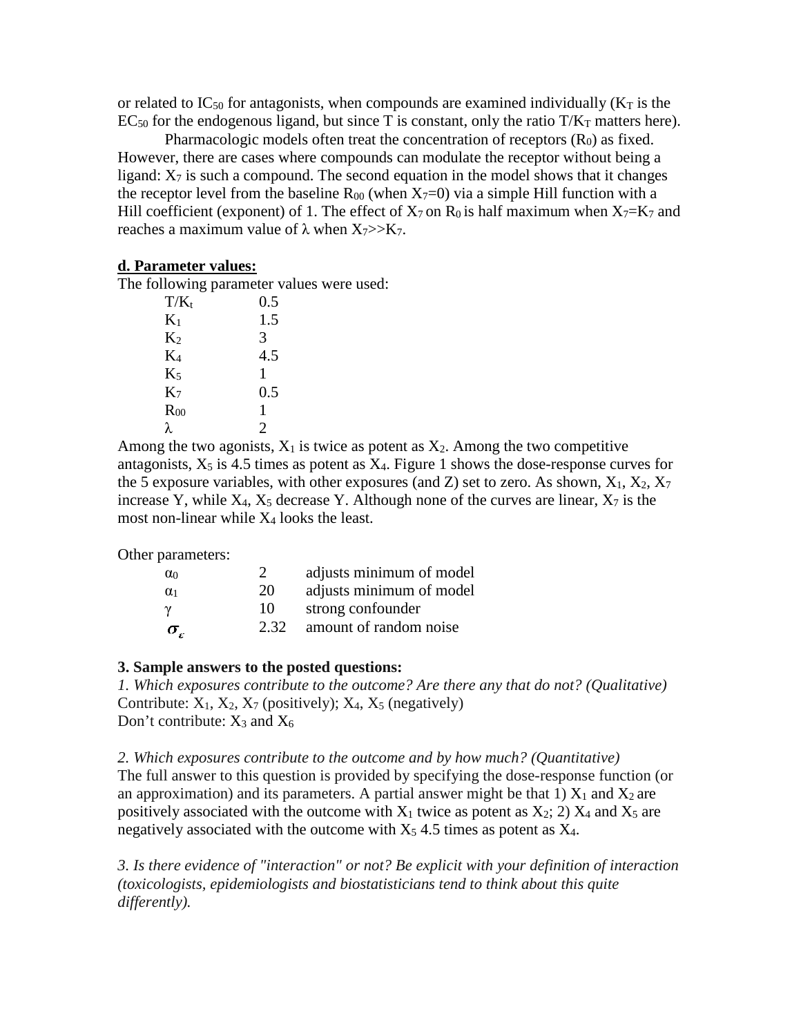or related to $IC_{50}$ for antagonists, when compounds are examined individually ($K_T$ is the $EC_{50}$ for the endogenous ligand, but since T is constant, only the ratio $T/K_T$ matters here).

Pharmacologic models often treat the concentration of receptors ($R_0$) as fixed. However, there are cases where compounds can modulate the receptor without being a ligand: $X_7$ is such a compound. The second equation in the model shows that it changes the receptor level from the baseline $R_{00}$ (when $X_7$=0) via a simple Hill function with a Hill coefficient (exponent) of 1. The effect of $X_7$ on $R_0$ is half maximum when $X_7$=$K_7$ and reaches a maximum value of $\lambda$ when $X_7$>>$K_7$.

## d. Parameter values:

The following parameter values were used:

| | |
|---|---|
| $T/K_t$ | 0.5 |
| $K_1$ | 1.5 |
| $K_2$ | 3 |
| $K_4$ | 4.5 |
| $K_5$ | 1 |
| $K_7$ | 0.5 |
| $R_{00}$ | 1 |
| $\lambda$ | 2 |

Among the two agonists, $X_1$ is twice as potent as $X_2$. Among the two competitive antagonists, $X_5$ is 4.5 times as potent as $X_4$. Figure 1 shows the dose-response curves for the 5 exposure variables, with other exposures (and Z) set to zero. As shown, $X_1$, $X_2$, $X_7$ increase Y, while $X_4$, $X_5$ decrease Y. Although none of the curves are linear, $X_7$ is the most non-linear while $X_4$ looks the least.

Other parameters:

| | | |
|---|---|---|
| $\alpha_0$ | 2 | adjusts minimum of model |
| $\alpha_1$ | 20 | adjusts minimum of model |
| $\gamma$ | 10 | strong confounder |
| $\sigma_\varepsilon$ | 2.32 | amount of random noise |

### 3. Sample answers to the posted questions:

*1. Which exposures contribute to the outcome? Are there any that do not? (Qualitative)*
Contribute: $X_1$, $X_2$, $X_7$ (positively); $X_4$, $X_5$ (negatively)
Don't contribute: $X_3$ and $X_6$

*2. Which exposures contribute to the outcome and by how much? (Quantitative)*
The full answer to this question is provided by specifying the dose-response function (or an approximation) and its parameters. A partial answer might be that 1) $X_1$ and $X_2$ are positively associated with the outcome with $X_1$ twice as potent as $X_2$; 2) $X_4$ and $X_5$ are negatively associated with the outcome with $X_5$ 4.5 times as potent as $X_4$.

*3. Is there evidence of "interaction" or not? Be explicit with your definition of interaction (toxicologists, epidemiologists and biostatisticians tend to think about this quite differently).*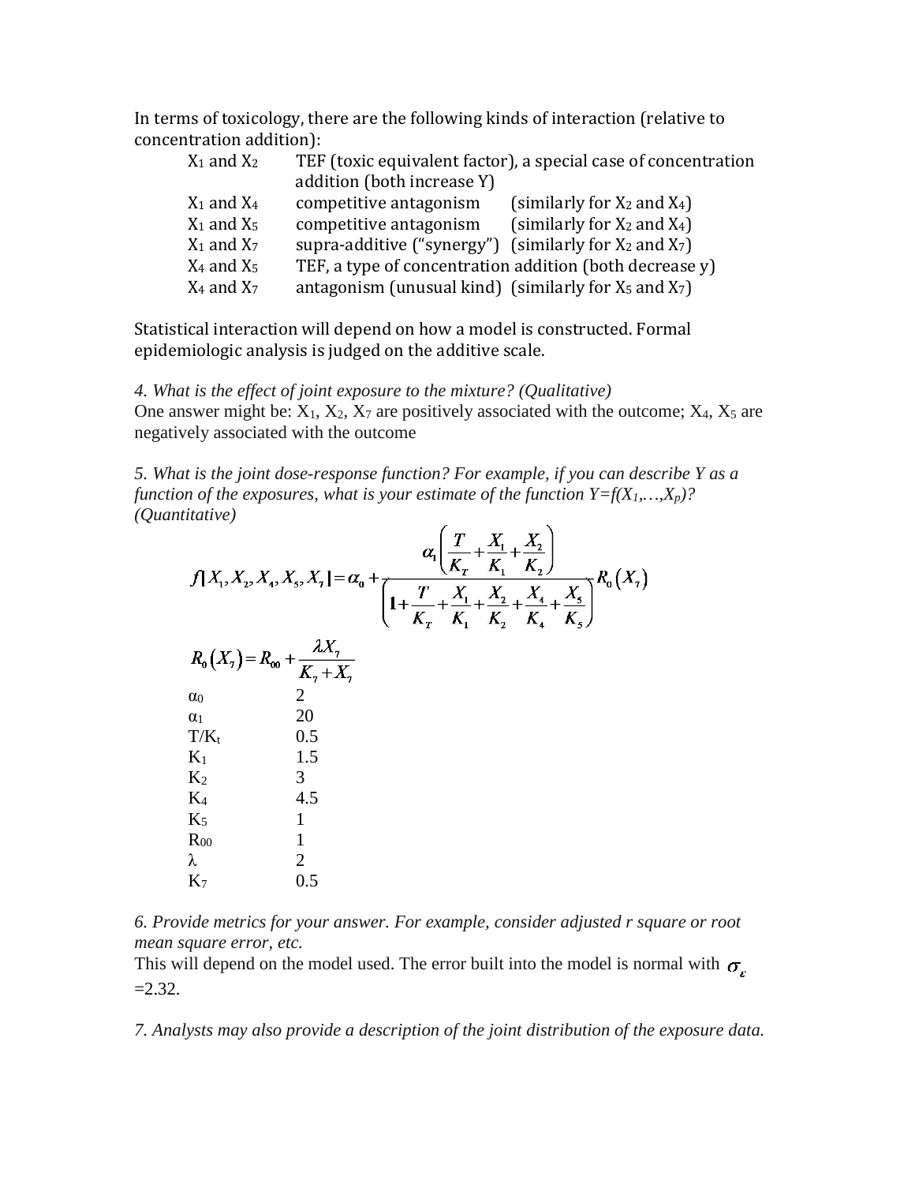In terms of toxicology, there are the following kinds of interaction (relative to concentration addition):

| | | |
|---|---|---|
| $X_1$ and $X_2$ | TEF (toxic equivalent factor), a special case of concentration addition (both increase Y) | |
| $X_1$ and $X_4$ | competitive antagonism | (similarly for $X_2$ and $X_4$) |
| $X_1$ and $X_5$ | competitive antagonism | (similarly for $X_2$ and $X_4$) |
| $X_1$ and $X_7$ | supra-additive ("synergy") | (similarly for $X_2$ and $X_7$) |
| $X_4$ and $X_5$ | TEF, a type of concentration addition (both decrease y) | |
| $X_4$ and $X_7$ | antagonism (unusual kind) | (similarly for $X_5$ and $X_7$) |

Statistical interaction will depend on how a model is constructed. Formal epidemiologic analysis is judged on the additive scale.

*4. What is the effect of joint exposure to the mixture? (Qualitative)*
One answer might be: $X_1$, $X_2$, $X_7$ are positively associated with the outcome; $X_4$, $X_5$ are negatively associated with the outcome

*5. What is the joint dose-response function? For example, if you can describe Y as a function of the exposures, what is your estimate of the function $Y=f(X_1,\ldots,X_p)$? (Quantitative)*

$$f[X_1, X_2, X_4, X_5, X_7] = \alpha_0 + \frac{\alpha_1\left(\frac{T}{K_T}+\frac{X_1}{K_1}+\frac{X_2}{K_2}\right)}{\left(1+\frac{T}{K_T}+\frac{X_1}{K_1}+\frac{X_2}{K_2}+\frac{X_4}{K_4}+\frac{X_5}{K_5}\right)} R_0(X_7)$$

$$R_0(X_7) = R_{00} + \frac{\lambda X_7}{K_7 + X_7}$$

| | |
|---|---|
| $\alpha_0$ | 2 |
| $\alpha_1$ | 20 |
| $T/K_t$ | 0.5 |
| $K_1$ | 1.5 |
| $K_2$ | 3 |
| $K_4$ | 4.5 |
| $K_5$ | 1 |
| $R_{00}$ | 1 |
| $\lambda$ | 2 |
| $K_7$ | 0.5 |

*6. Provide metrics for your answer. For example, consider adjusted r square or root mean square error, etc.*
This will depend on the model used. The error built into the model is normal with $\sigma_\varepsilon$ =2.32.

*7. Analysts may also provide a description of the joint distribution of the exposure data.*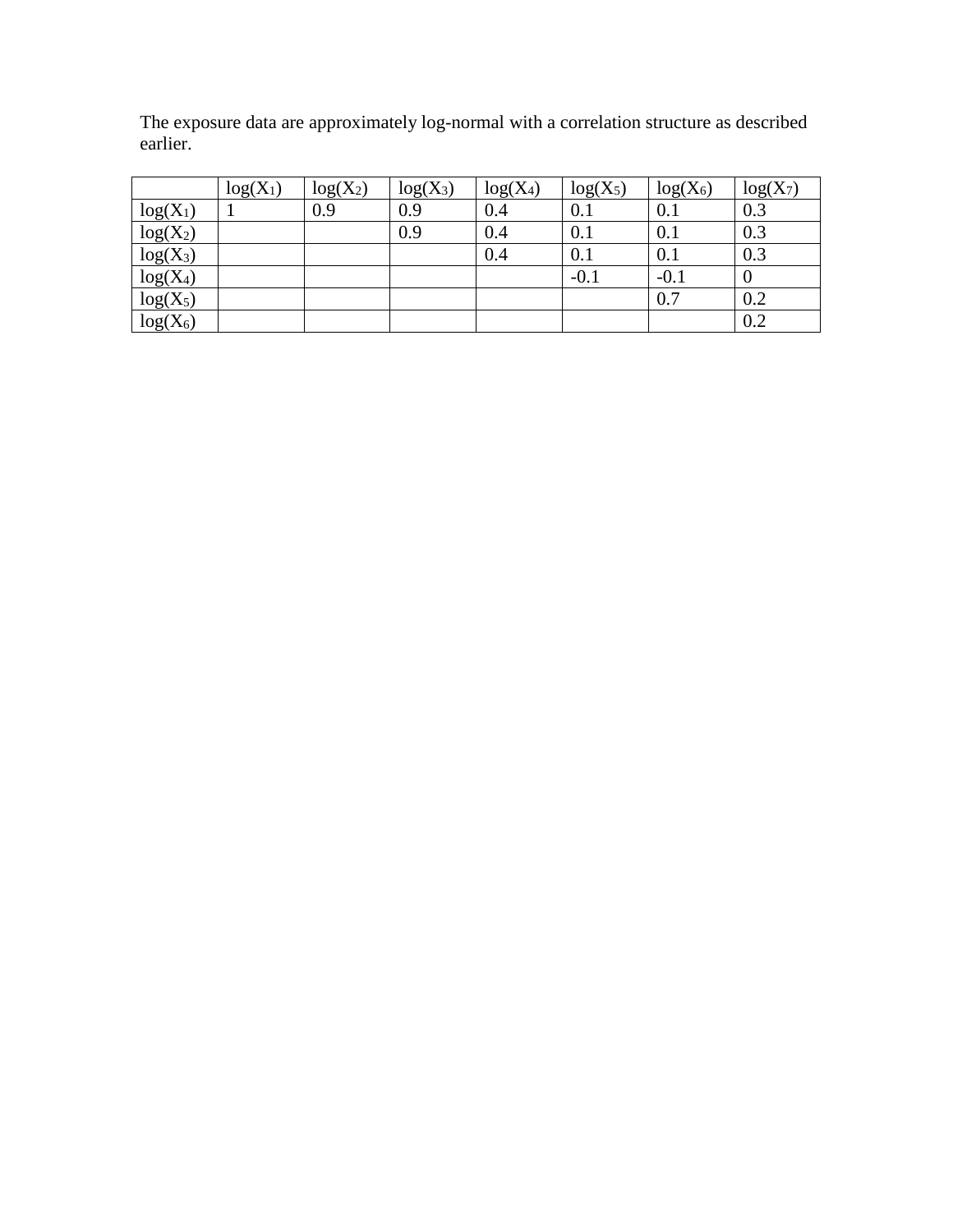The exposure data are approximately log-normal with a correlation structure as described earlier.

| | $\log(X_1)$ | $\log(X_2)$ | $\log(X_3)$ | $\log(X_4)$ | $\log(X_5)$ | $\log(X_6)$ | $\log(X_7)$ |
|---|---|---|---|---|---|---|---|
| $\log(X_1)$ | 1 | 0.9 | 0.9 | 0.4 | 0.1 | 0.1 | 0.3 |
| $\log(X_2)$ | | | 0.9 | 0.4 | 0.1 | 0.1 | 0.3 |
| $\log(X_3)$ | | | | 0.4 | 0.1 | 0.1 | 0.3 |
| $\log(X_4)$ | | | | | -0.1 | -0.1 | 0 |
| $\log(X_5)$ | | | | | | 0.7 | 0.2 |
| $\log(X_6)$ | | | | | | | 0.2 |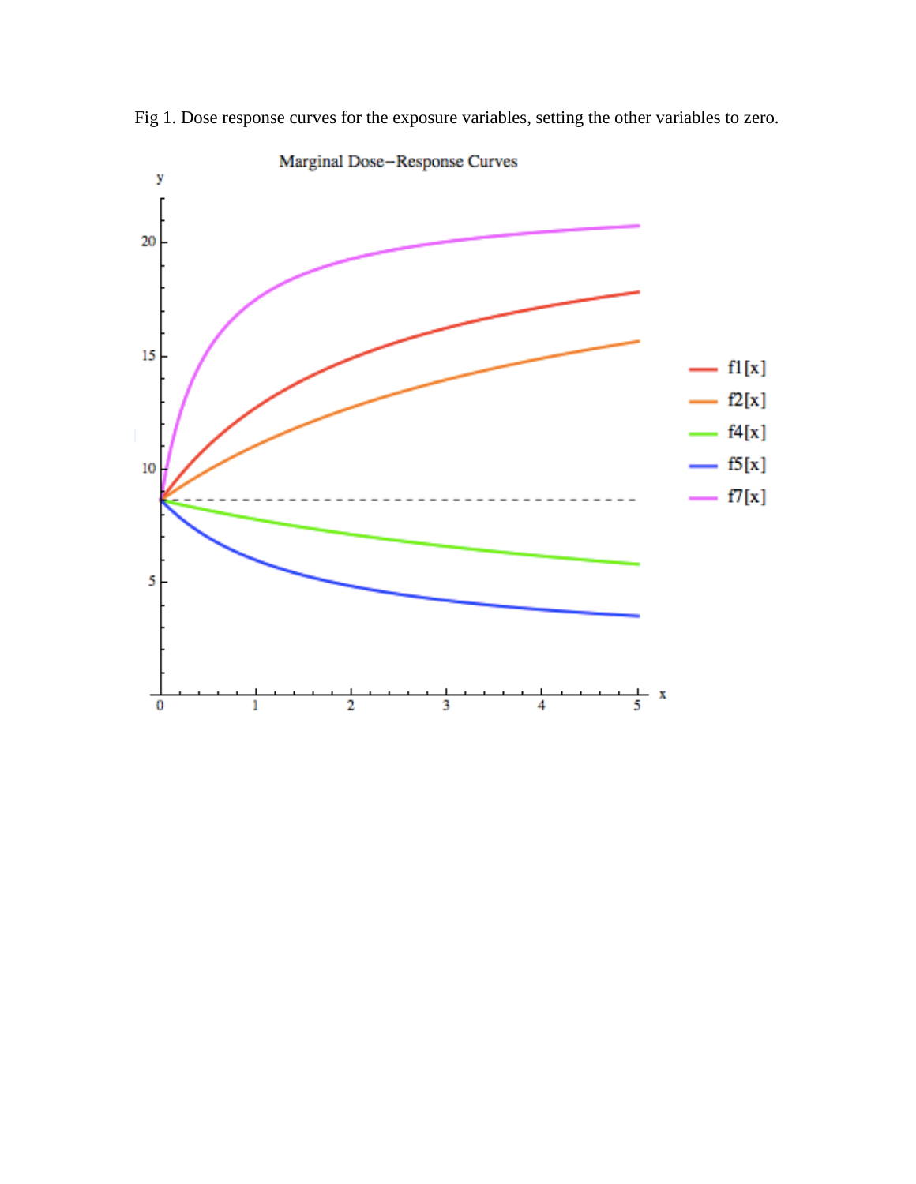Fig 1. Dose response curves for the exposure variables, setting the other variables to zero.

Marginal Dose–Response Curves

y

20

15

10

5

0

1

2

3

4

5

x

f1[x]

f2[x]

f4[x]

f5[x]

f7[x]